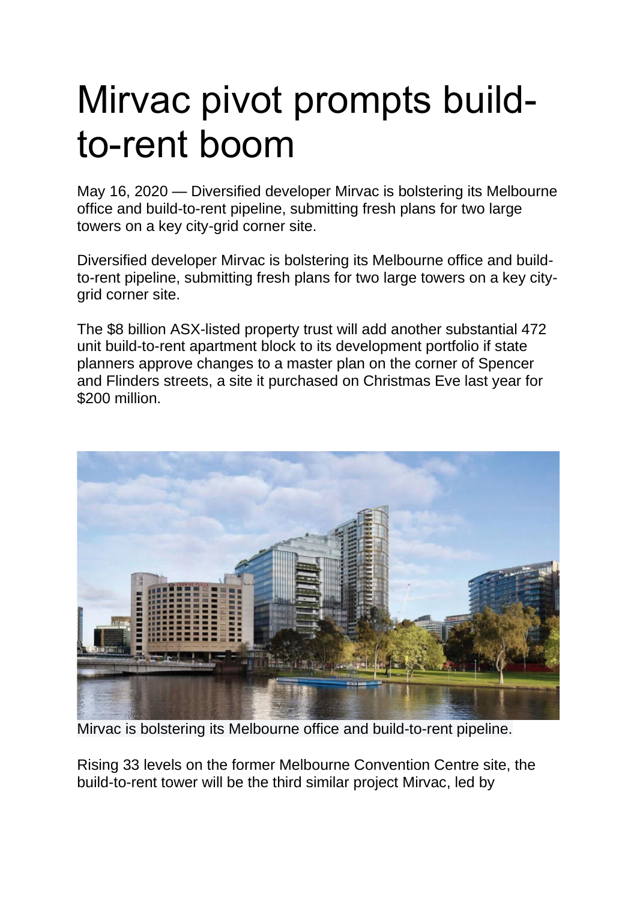# Mirvac pivot prompts build-to-rent boom

May 16, 2020 — Diversified developer Mirvac is bolstering its Melbourne office and build-to-rent pipeline, submitting fresh plans for two large towers on a key city-grid corner site.

Diversified developer Mirvac is bolstering its Melbourne office and build-to-rent pipeline, submitting fresh plans for two large towers on a key city-grid corner site.

The $8 billion ASX-listed property trust will add another substantial 472 unit build-to-rent apartment block to its development portfolio if state planners approve changes to a master plan on the corner of Spencer and Flinders streets, a site it purchased on Christmas Eve last year for $200 million.

Mirvac is bolstering its Melbourne office and build-to-rent pipeline.

Rising 33 levels on the former Melbourne Convention Centre site, the build-to-rent tower will be the third similar project Mirvac, led by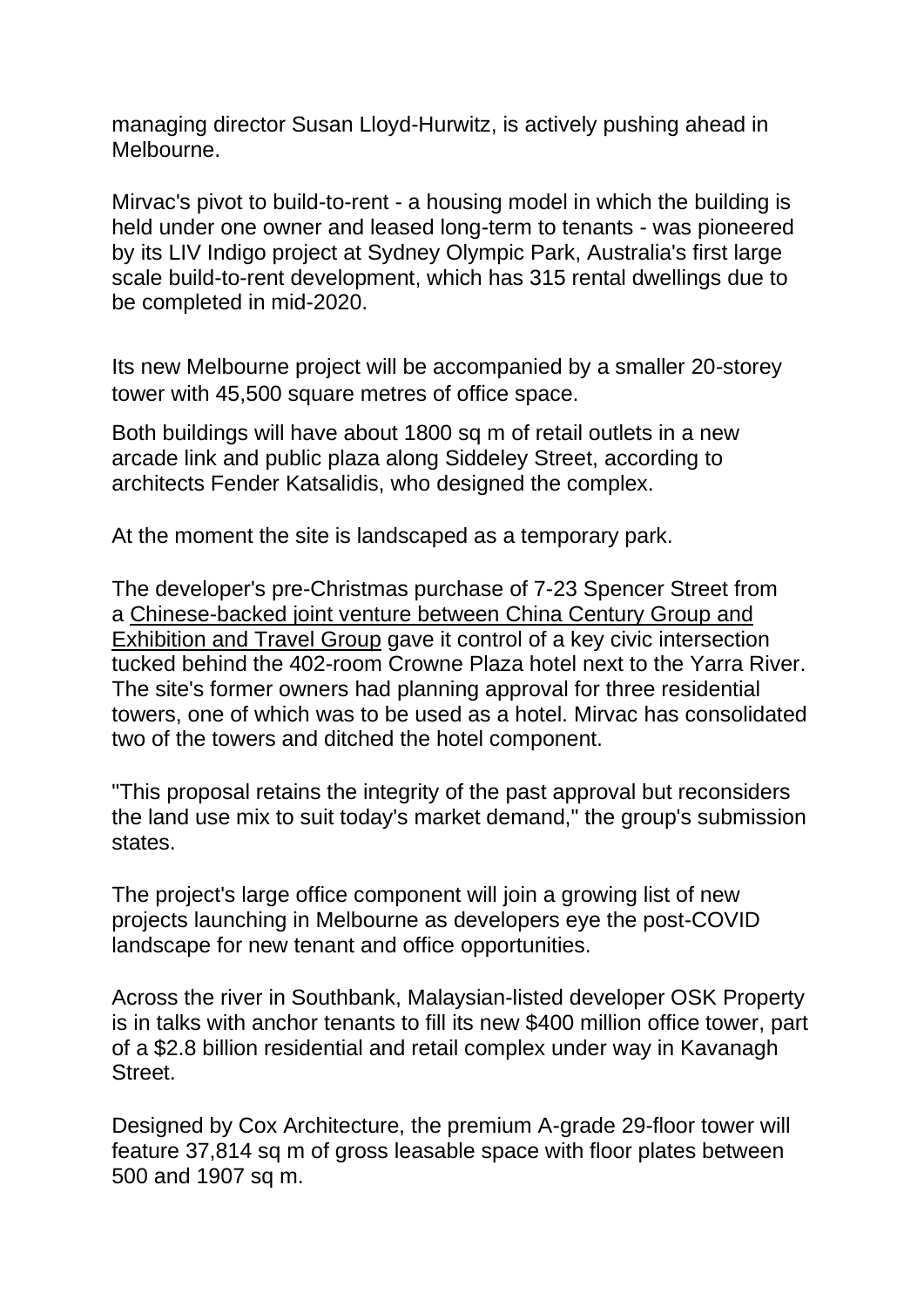managing director Susan Lloyd-Hurwitz, is actively pushing ahead in Melbourne.

Mirvac's pivot to build-to-rent - a housing model in which the building is held under one owner and leased long-term to tenants - was pioneered by its LIV Indigo project at Sydney Olympic Park, Australia's first large scale build-to-rent development, which has 315 rental dwellings due to be completed in mid-2020.

Its new Melbourne project will be accompanied by a smaller 20-storey tower with 45,500 square metres of office space.

Both buildings will have about 1800 sq m of retail outlets in a new arcade link and public plaza along Siddeley Street, according to architects Fender Katsalidis, who designed the complex.

At the moment the site is landscaped as a temporary park.

The developer's pre-Christmas purchase of 7-23 Spencer Street from a Chinese-backed joint venture between China Century Group and Exhibition and Travel Group gave it control of a key civic intersection tucked behind the 402-room Crowne Plaza hotel next to the Yarra River. The site's former owners had planning approval for three residential towers, one of which was to be used as a hotel. Mirvac has consolidated two of the towers and ditched the hotel component.

"This proposal retains the integrity of the past approval but reconsiders the land use mix to suit today's market demand," the group's submission states.

The project's large office component will join a growing list of new projects launching in Melbourne as developers eye the post-COVID landscape for new tenant and office opportunities.

Across the river in Southbank, Malaysian-listed developer OSK Property is in talks with anchor tenants to fill its new $400 million office tower, part of a $2.8 billion residential and retail complex under way in Kavanagh Street.

Designed by Cox Architecture, the premium A-grade 29-floor tower will feature 37,814 sq m of gross leasable space with floor plates between 500 and 1907 sq m.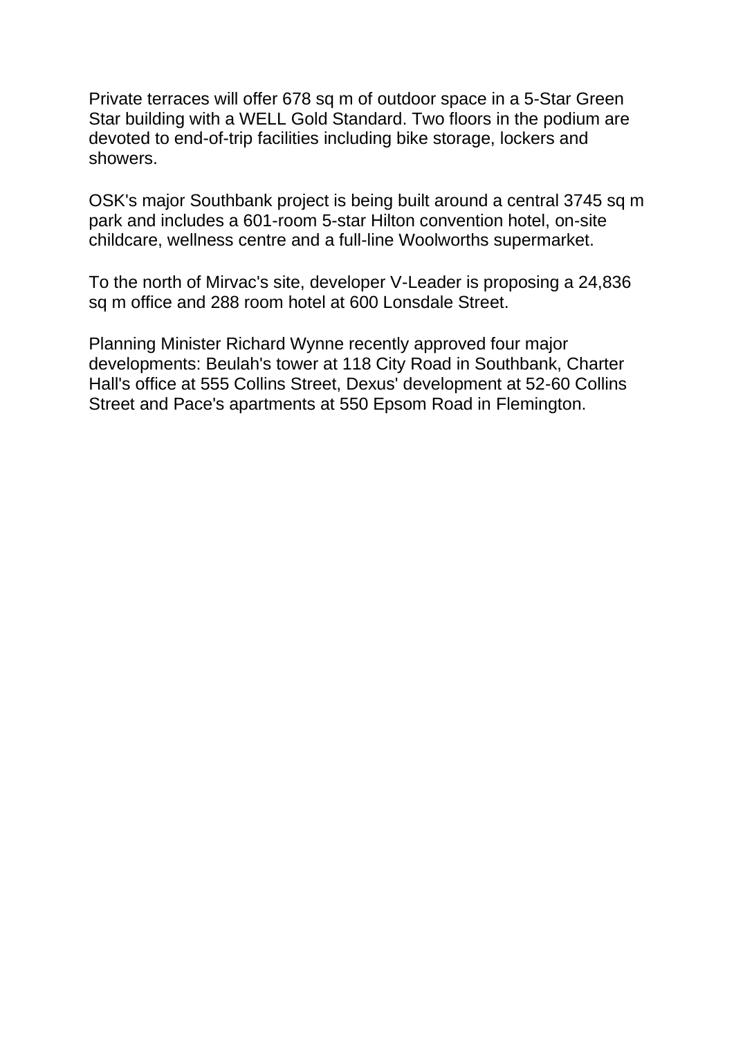Private terraces will offer 678 sq m of outdoor space in a 5-Star Green Star building with a WELL Gold Standard. Two floors in the podium are devoted to end-of-trip facilities including bike storage, lockers and showers.

OSK's major Southbank project is being built around a central 3745 sq m park and includes a 601-room 5-star Hilton convention hotel, on-site childcare, wellness centre and a full-line Woolworths supermarket.

To the north of Mirvac's site, developer V-Leader is proposing a 24,836 sq m office and 288 room hotel at 600 Lonsdale Street.

Planning Minister Richard Wynne recently approved four major developments: Beulah's tower at 118 City Road in Southbank, Charter Hall's office at 555 Collins Street, Dexus' development at 52-60 Collins Street and Pace's apartments at 550 Epsom Road in Flemington.